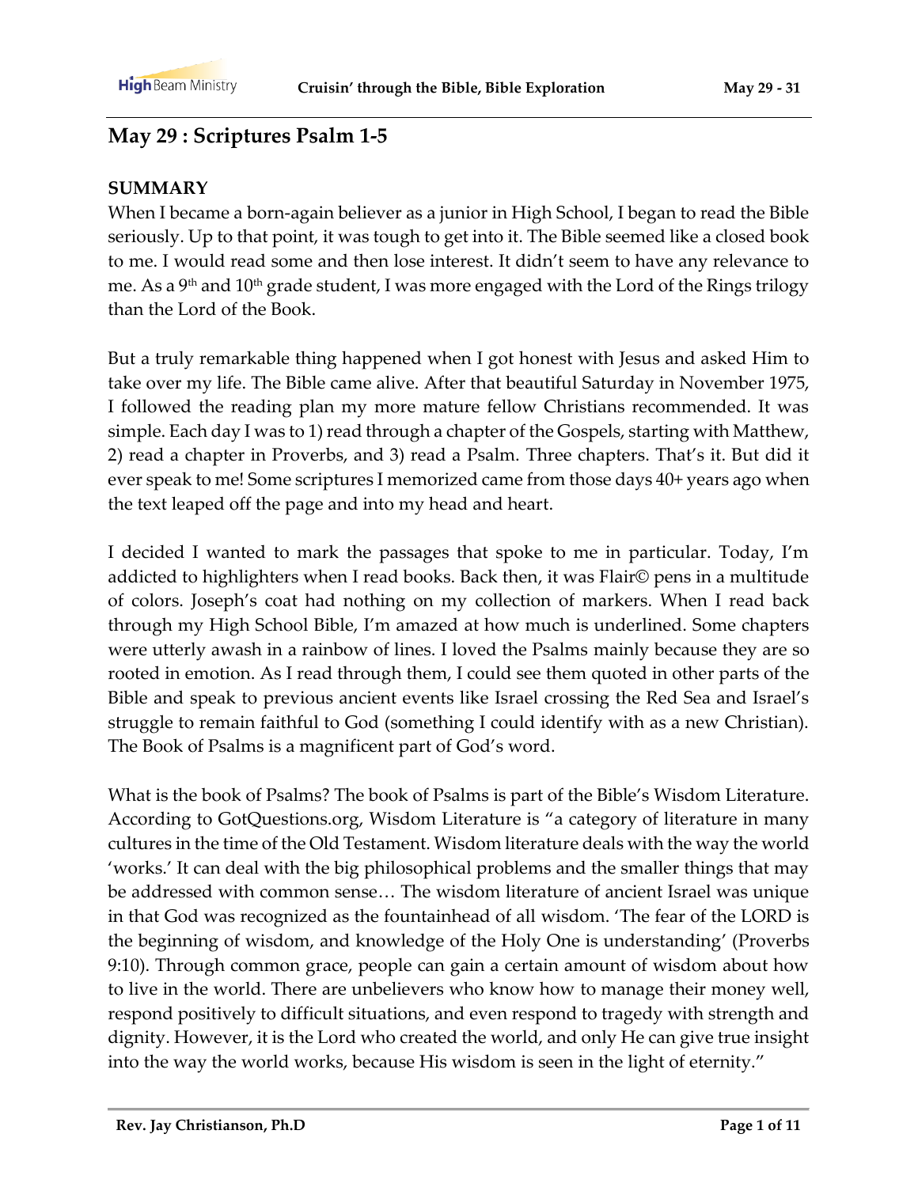# May 29 : Scriptures Psalm 1-5

## SUMMARY

When I became a born-again believer as a junior in High School, I began to read the Bible seriously. Up to that point, it was tough to get into it. The Bible seemed like a closed book to me. I would read some and then lose interest. It didn't seem to have any relevance to me. As a 9th and 10th grade student, I was more engaged with the Lord of the Rings trilogy than the Lord of the Book.

But a truly remarkable thing happened when I got honest with Jesus and asked Him to take over my life. The Bible came alive. After that beautiful Saturday in November 1975, I followed the reading plan my more mature fellow Christians recommended. It was simple. Each day I was to 1) read through a chapter of the Gospels, starting with Matthew, 2) read a chapter in Proverbs, and 3) read a Psalm. Three chapters. That's it. But did it ever speak to me! Some scriptures I memorized came from those days 40+ years ago when the text leaped off the page and into my head and heart.

I decided I wanted to mark the passages that spoke to me in particular. Today, I'm addicted to highlighters when I read books. Back then, it was Flair© pens in a multitude of colors. Joseph's coat had nothing on my collection of markers. When I read back through my High School Bible, I'm amazed at how much is underlined. Some chapters were utterly awash in a rainbow of lines. I loved the Psalms mainly because they are so rooted in emotion. As I read through them, I could see them quoted in other parts of the Bible and speak to previous ancient events like Israel crossing the Red Sea and Israel's struggle to remain faithful to God (something I could identify with as a new Christian). The Book of Psalms is a magnificent part of God's word.

What is the book of Psalms? The book of Psalms is part of the Bible's Wisdom Literature. According to GotQuestions.org, Wisdom Literature is "a category of literature in many cultures in the time of the Old Testament. Wisdom literature deals with the way the world 'works.' It can deal with the big philosophical problems and the smaller things that may be addressed with common sense… The wisdom literature of ancient Israel was unique in that God was recognized as the fountainhead of all wisdom. 'The fear of the LORD is the beginning of wisdom, and knowledge of the Holy One is understanding' (Proverbs 9:10). Through common grace, people can gain a certain amount of wisdom about how to live in the world. There are unbelievers who know how to manage their money well, respond positively to difficult situations, and even respond to tragedy with strength and dignity. However, it is the Lord who created the world, and only He can give true insight into the way the world works, because His wisdom is seen in the light of eternity."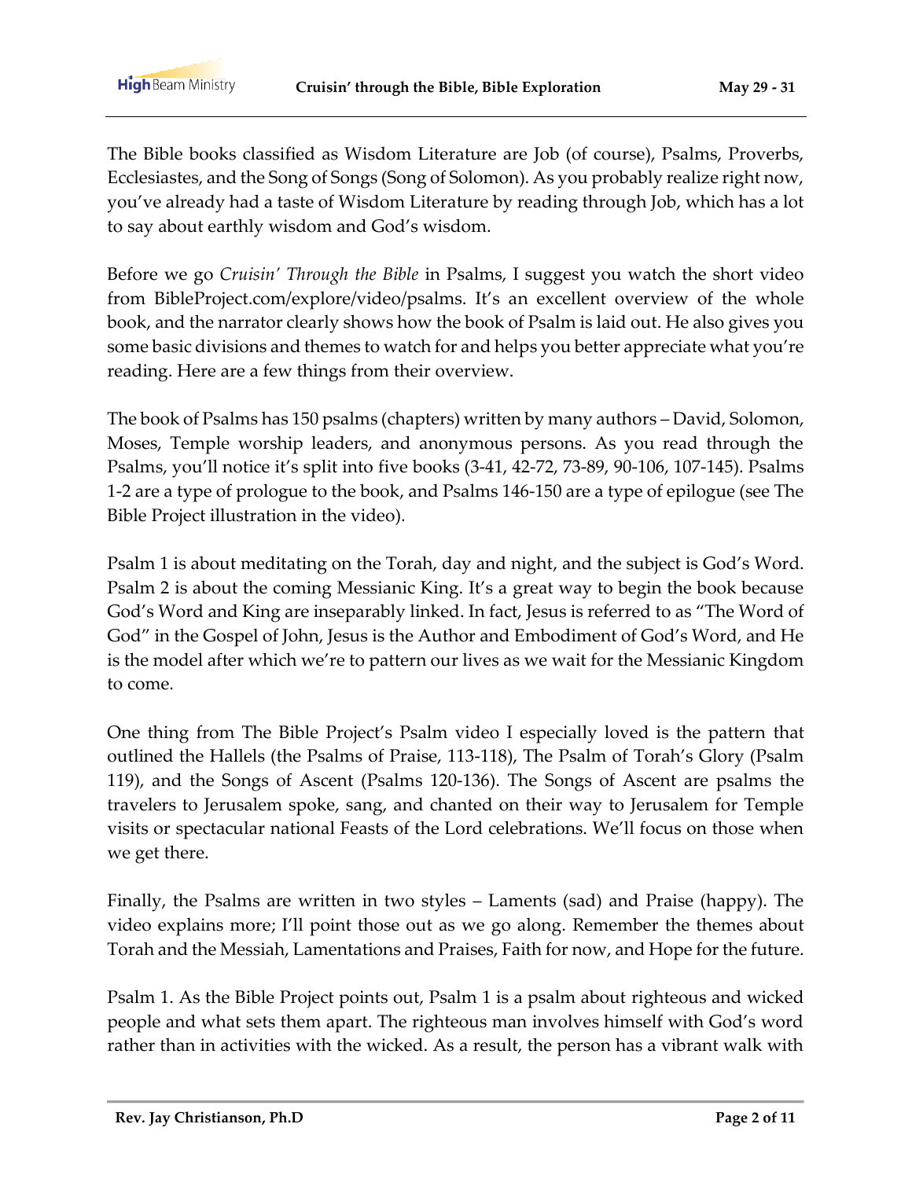The Bible books classified as Wisdom Literature are Job (of course), Psalms, Proverbs, Ecclesiastes, and the Song of Songs (Song of Solomon). As you probably realize right now, you've already had a taste of Wisdom Literature by reading through Job, which has a lot to say about earthly wisdom and God's wisdom.

Before we go *Cruisin' Through the Bible* in Psalms, I suggest you watch the short video from BibleProject.com/explore/video/psalms. It's an excellent overview of the whole book, and the narrator clearly shows how the book of Psalm is laid out. He also gives you some basic divisions and themes to watch for and helps you better appreciate what you're reading. Here are a few things from their overview.

The book of Psalms has 150 psalms (chapters) written by many authors – David, Solomon, Moses, Temple worship leaders, and anonymous persons. As you read through the Psalms, you'll notice it's split into five books (3-41, 42-72, 73-89, 90-106, 107-145). Psalms 1-2 are a type of prologue to the book, and Psalms 146-150 are a type of epilogue (see The Bible Project illustration in the video).

Psalm 1 is about meditating on the Torah, day and night, and the subject is God's Word. Psalm 2 is about the coming Messianic King. It's a great way to begin the book because God's Word and King are inseparably linked. In fact, Jesus is referred to as "The Word of God" in the Gospel of John, Jesus is the Author and Embodiment of God's Word, and He is the model after which we're to pattern our lives as we wait for the Messianic Kingdom to come.

One thing from The Bible Project's Psalm video I especially loved is the pattern that outlined the Hallels (the Psalms of Praise, 113-118), The Psalm of Torah's Glory (Psalm 119), and the Songs of Ascent (Psalms 120-136). The Songs of Ascent are psalms the travelers to Jerusalem spoke, sang, and chanted on their way to Jerusalem for Temple visits or spectacular national Feasts of the Lord celebrations. We'll focus on those when we get there.

Finally, the Psalms are written in two styles – Laments (sad) and Praise (happy). The video explains more; I'll point those out as we go along. Remember the themes about Torah and the Messiah, Lamentations and Praises, Faith for now, and Hope for the future.

Psalm 1. As the Bible Project points out, Psalm 1 is a psalm about righteous and wicked people and what sets them apart. The righteous man involves himself with God's word rather than in activities with the wicked. As a result, the person has a vibrant walk with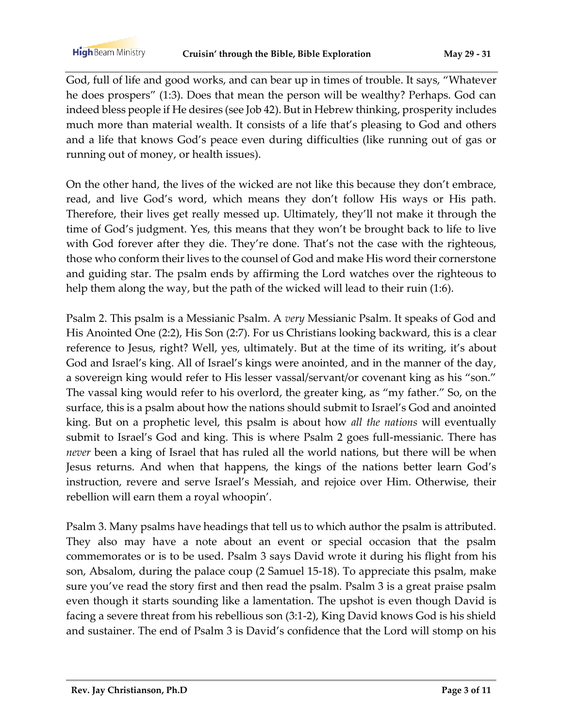God, full of life and good works, and can bear up in times of trouble. It says, "Whatever he does prospers" (1:3). Does that mean the person will be wealthy? Perhaps. God can indeed bless people if He desires (see Job 42). But in Hebrew thinking, prosperity includes much more than material wealth. It consists of a life that's pleasing to God and others and a life that knows God's peace even during difficulties (like running out of gas or running out of money, or health issues).

On the other hand, the lives of the wicked are not like this because they don't embrace, read, and live God's word, which means they don't follow His ways or His path. Therefore, their lives get really messed up. Ultimately, they'll not make it through the time of God's judgment. Yes, this means that they won't be brought back to life to live with God forever after they die. They're done. That's not the case with the righteous, those who conform their lives to the counsel of God and make His word their cornerstone and guiding star. The psalm ends by affirming the Lord watches over the righteous to help them along the way, but the path of the wicked will lead to their ruin (1:6).

Psalm 2. This psalm is a Messianic Psalm. A *very* Messianic Psalm. It speaks of God and His Anointed One (2:2), His Son (2:7). For us Christians looking backward, this is a clear reference to Jesus, right? Well, yes, ultimately. But at the time of its writing, it's about God and Israel's king. All of Israel's kings were anointed, and in the manner of the day, a sovereign king would refer to His lesser vassal/servant/or covenant king as his "son." The vassal king would refer to his overlord, the greater king, as "my father." So, on the surface, this is a psalm about how the nations should submit to Israel's God and anointed king. But on a prophetic level, this psalm is about how *all the nations* will eventually submit to Israel's God and king. This is where Psalm 2 goes full-messianic. There has *never* been a king of Israel that has ruled all the world nations, but there will be when Jesus returns. And when that happens, the kings of the nations better learn God's instruction, revere and serve Israel's Messiah, and rejoice over Him. Otherwise, their rebellion will earn them a royal whoopin'.

Psalm 3. Many psalms have headings that tell us to which author the psalm is attributed. They also may have a note about an event or special occasion that the psalm commemorates or is to be used. Psalm 3 says David wrote it during his flight from his son, Absalom, during the palace coup (2 Samuel 15-18). To appreciate this psalm, make sure you've read the story first and then read the psalm. Psalm 3 is a great praise psalm even though it starts sounding like a lamentation. The upshot is even though David is facing a severe threat from his rebellious son (3:1-2), King David knows God is his shield and sustainer. The end of Psalm 3 is David's confidence that the Lord will stomp on his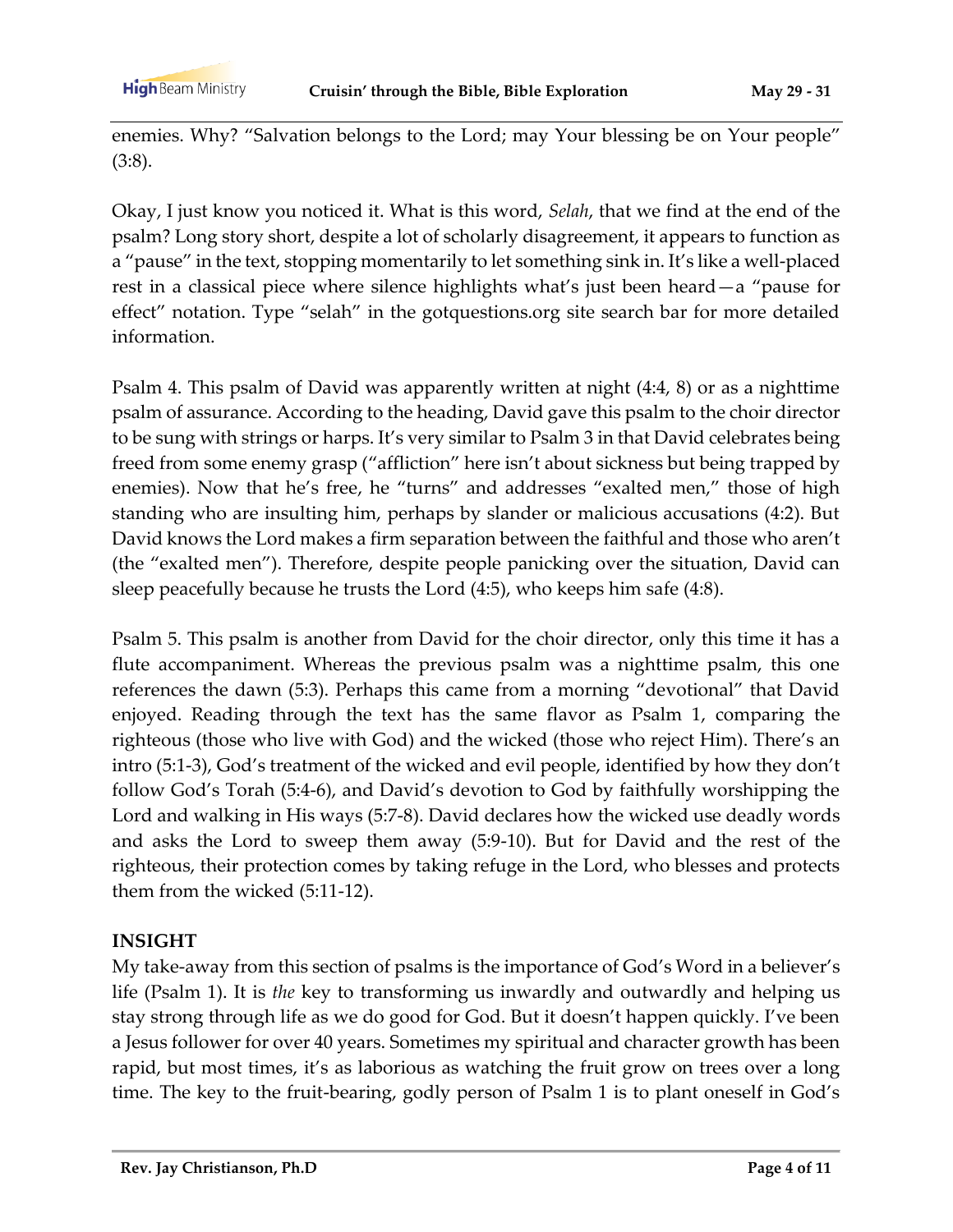enemies. Why? “Salvation belongs to the Lord; may Your blessing be on Your people” (3:8).

Okay, I just know you noticed it. What is this word, *Selah*, that we find at the end of the psalm? Long story short, despite a lot of scholarly disagreement, it appears to function as a “pause” in the text, stopping momentarily to let something sink in. It’s like a well-placed rest in a classical piece where silence highlights what’s just been heard—a “pause for effect” notation. Type “selah” in the gotquestions.org site search bar for more detailed information.

Psalm 4. This psalm of David was apparently written at night (4:4, 8) or as a nighttime psalm of assurance. According to the heading, David gave this psalm to the choir director to be sung with strings or harps. It’s very similar to Psalm 3 in that David celebrates being freed from some enemy grasp (“affliction” here isn’t about sickness but being trapped by enemies). Now that he’s free, he “turns” and addresses “exalted men,” those of high standing who are insulting him, perhaps by slander or malicious accusations (4:2). But David knows the Lord makes a firm separation between the faithful and those who aren’t (the “exalted men”). Therefore, despite people panicking over the situation, David can sleep peacefully because he trusts the Lord (4:5), who keeps him safe (4:8).

Psalm 5. This psalm is another from David for the choir director, only this time it has a flute accompaniment. Whereas the previous psalm was a nighttime psalm, this one references the dawn (5:3). Perhaps this came from a morning “devotional” that David enjoyed. Reading through the text has the same flavor as Psalm 1, comparing the righteous (those who live with God) and the wicked (those who reject Him). There’s an intro (5:1-3), God’s treatment of the wicked and evil people, identified by how they don’t follow God’s Torah (5:4-6), and David’s devotion to God by faithfully worshipping the Lord and walking in His ways (5:7-8). David declares how the wicked use deadly words and asks the Lord to sweep them away (5:9-10). But for David and the rest of the righteous, their protection comes by taking refuge in the Lord, who blesses and protects them from the wicked (5:11-12).

**INSIGHT**

My take-away from this section of psalms is the importance of God’s Word in a believer’s life (Psalm 1). It is *the* key to transforming us inwardly and outwardly and helping us stay strong through life as we do good for God. But it doesn’t happen quickly. I’ve been a Jesus follower for over 40 years. Sometimes my spiritual and character growth has been rapid, but most times, it’s as laborious as watching the fruit grow on trees over a long time. The key to the fruit-bearing, godly person of Psalm 1 is to plant oneself in God’s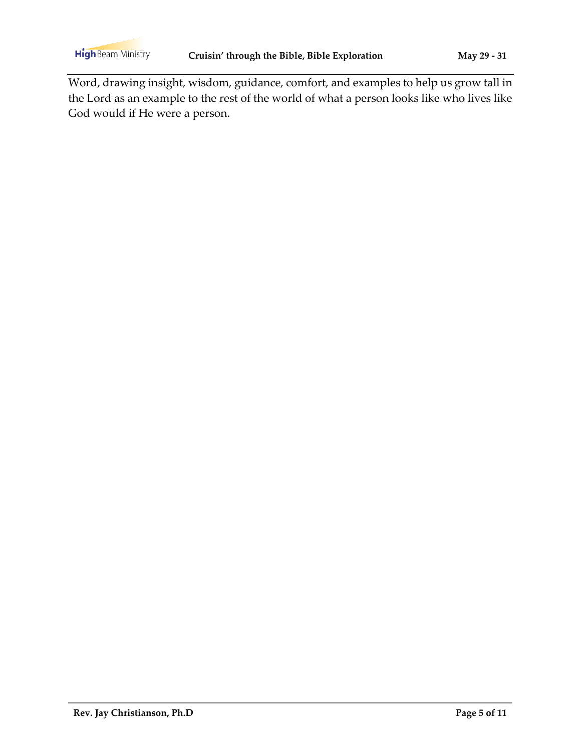Word, drawing insight, wisdom, guidance, comfort, and examples to help us grow tall in the Lord as an example to the rest of the world of what a person looks like who lives like God would if He were a person.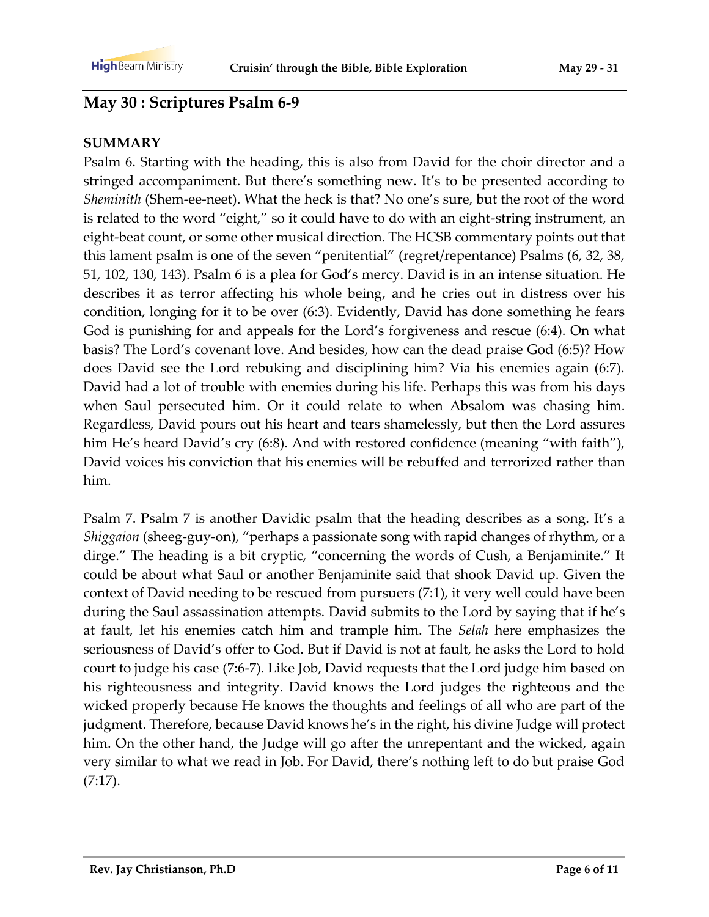## May 30 : Scriptures Psalm 6-9

**SUMMARY**

Psalm 6. Starting with the heading, this is also from David for the choir director and a stringed accompaniment. But there's something new. It's to be presented according to *Sheminith* (Shem-ee-neet). What the heck is that? No one's sure, but the root of the word is related to the word "eight," so it could have to do with an eight-string instrument, an eight-beat count, or some other musical direction. The HCSB commentary points out that this lament psalm is one of the seven "penitential" (regret/repentance) Psalms (6, 32, 38, 51, 102, 130, 143). Psalm 6 is a plea for God's mercy. David is in an intense situation. He describes it as terror affecting his whole being, and he cries out in distress over his condition, longing for it to be over (6:3). Evidently, David has done something he fears God is punishing for and appeals for the Lord's forgiveness and rescue (6:4). On what basis? The Lord's covenant love. And besides, how can the dead praise God (6:5)? How does David see the Lord rebuking and disciplining him? Via his enemies again (6:7). David had a lot of trouble with enemies during his life. Perhaps this was from his days when Saul persecuted him. Or it could relate to when Absalom was chasing him. Regardless, David pours out his heart and tears shamelessly, but then the Lord assures him He's heard David's cry (6:8). And with restored confidence (meaning "with faith"), David voices his conviction that his enemies will be rebuffed and terrorized rather than him.

Psalm 7. Psalm 7 is another Davidic psalm that the heading describes as a song. It's a *Shiggaion* (sheeg-guy-on), "perhaps a passionate song with rapid changes of rhythm, or a dirge." The heading is a bit cryptic, "concerning the words of Cush, a Benjaminite." It could be about what Saul or another Benjaminite said that shook David up. Given the context of David needing to be rescued from pursuers (7:1), it very well could have been during the Saul assassination attempts. David submits to the Lord by saying that if he's at fault, let his enemies catch him and trample him. The *Selah* here emphasizes the seriousness of David's offer to God. But if David is not at fault, he asks the Lord to hold court to judge his case (7:6-7). Like Job, David requests that the Lord judge him based on his righteousness and integrity. David knows the Lord judges the righteous and the wicked properly because He knows the thoughts and feelings of all who are part of the judgment. Therefore, because David knows he's in the right, his divine Judge will protect him. On the other hand, the Judge will go after the unrepentant and the wicked, again very similar to what we read in Job. For David, there's nothing left to do but praise God (7:17).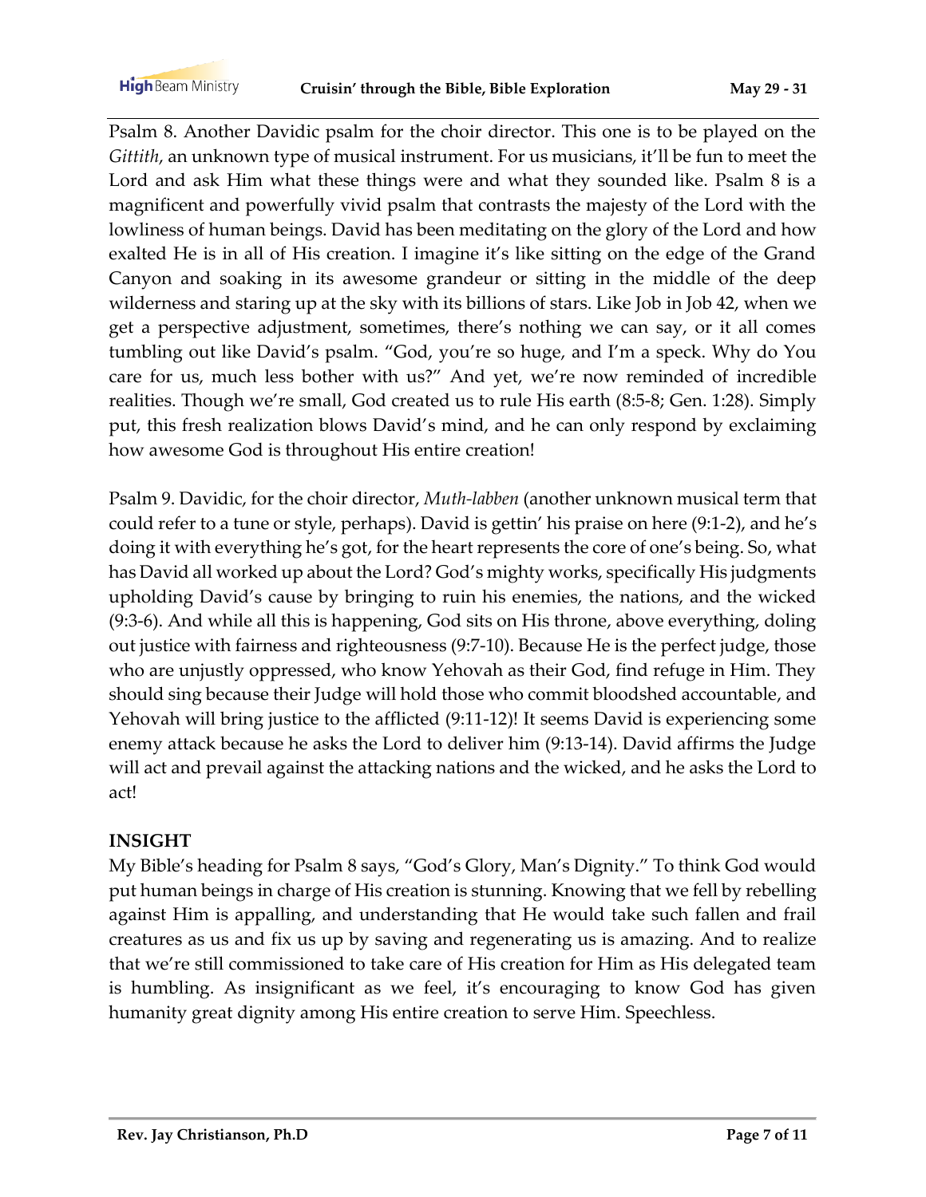Psalm 8. Another Davidic psalm for the choir director. This one is to be played on the *Gittith*, an unknown type of musical instrument. For us musicians, it'll be fun to meet the Lord and ask Him what these things were and what they sounded like. Psalm 8 is a magnificent and powerfully vivid psalm that contrasts the majesty of the Lord with the lowliness of human beings. David has been meditating on the glory of the Lord and how exalted He is in all of His creation. I imagine it's like sitting on the edge of the Grand Canyon and soaking in its awesome grandeur or sitting in the middle of the deep wilderness and staring up at the sky with its billions of stars. Like Job in Job 42, when we get a perspective adjustment, sometimes, there's nothing we can say, or it all comes tumbling out like David's psalm. "God, you're so huge, and I'm a speck. Why do You care for us, much less bother with us?" And yet, we're now reminded of incredible realities. Though we're small, God created us to rule His earth (8:5-8; Gen. 1:28). Simply put, this fresh realization blows David's mind, and he can only respond by exclaiming how awesome God is throughout His entire creation!

Psalm 9. Davidic, for the choir director, *Muth-labben* (another unknown musical term that could refer to a tune or style, perhaps). David is gettin' his praise on here (9:1-2), and he's doing it with everything he's got, for the heart represents the core of one's being. So, what has David all worked up about the Lord? God's mighty works, specifically His judgments upholding David's cause by bringing to ruin his enemies, the nations, and the wicked (9:3-6). And while all this is happening, God sits on His throne, above everything, doling out justice with fairness and righteousness (9:7-10). Because He is the perfect judge, those who are unjustly oppressed, who know Yehovah as their God, find refuge in Him. They should sing because their Judge will hold those who commit bloodshed accountable, and Yehovah will bring justice to the afflicted (9:11-12)! It seems David is experiencing some enemy attack because he asks the Lord to deliver him (9:13-14). David affirms the Judge will act and prevail against the attacking nations and the wicked, and he asks the Lord to act!

## INSIGHT

My Bible's heading for Psalm 8 says, "God's Glory, Man's Dignity." To think God would put human beings in charge of His creation is stunning. Knowing that we fell by rebelling against Him is appalling, and understanding that He would take such fallen and frail creatures as us and fix us up by saving and regenerating us is amazing. And to realize that we're still commissioned to take care of His creation for Him as His delegated team is humbling. As insignificant as we feel, it's encouraging to know God has given humanity great dignity among His entire creation to serve Him. Speechless.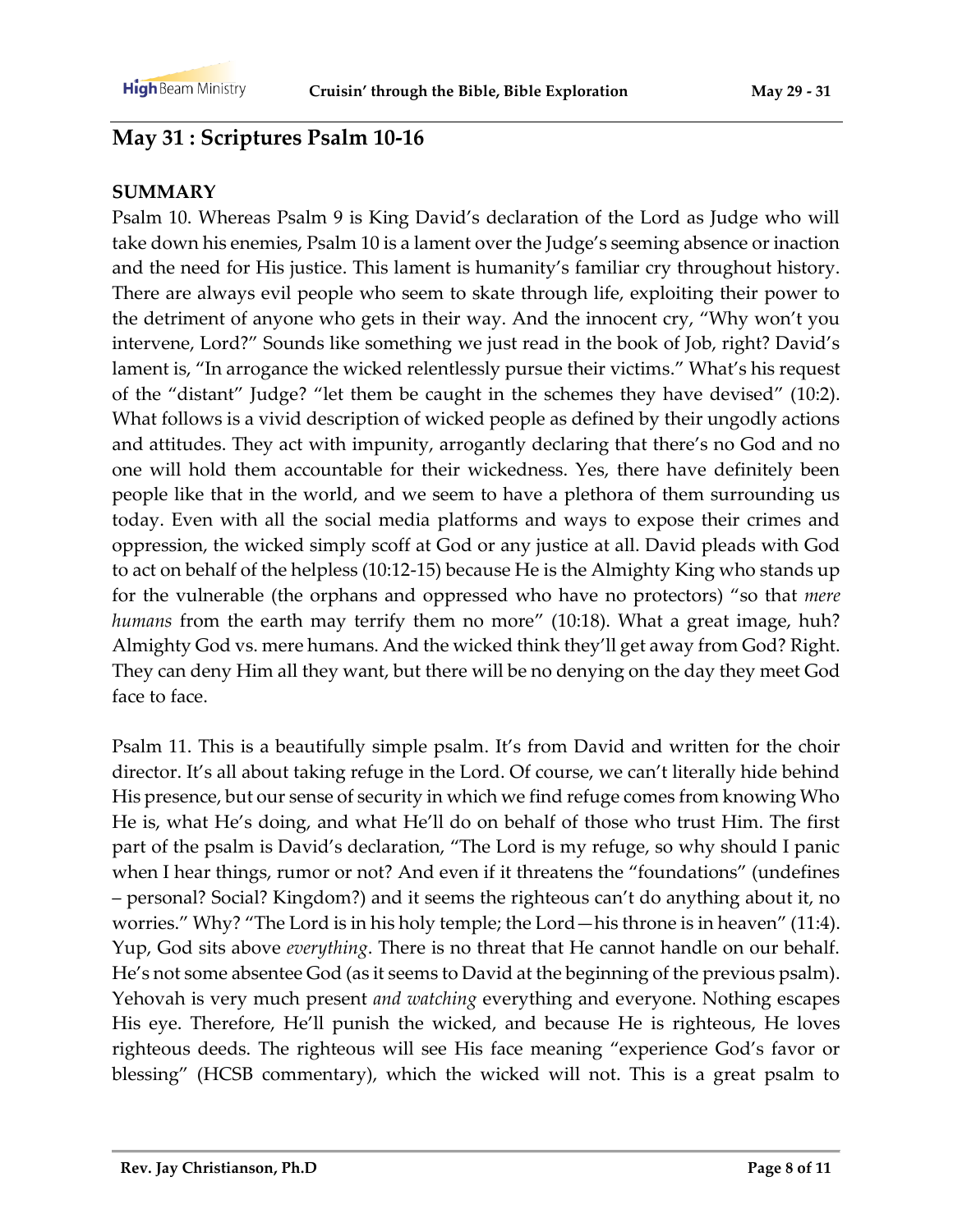## May 31 : Scriptures Psalm 10-16

**SUMMARY**

Psalm 10. Whereas Psalm 9 is King David's declaration of the Lord as Judge who will take down his enemies, Psalm 10 is a lament over the Judge's seeming absence or inaction and the need for His justice. This lament is humanity's familiar cry throughout history. There are always evil people who seem to skate through life, exploiting their power to the detriment of anyone who gets in their way. And the innocent cry, "Why won't you intervene, Lord?" Sounds like something we just read in the book of Job, right? David's lament is, "In arrogance the wicked relentlessly pursue their victims." What's his request of the "distant" Judge? "let them be caught in the schemes they have devised" (10:2). What follows is a vivid description of wicked people as defined by their ungodly actions and attitudes. They act with impunity, arrogantly declaring that there's no God and no one will hold them accountable for their wickedness. Yes, there have definitely been people like that in the world, and we seem to have a plethora of them surrounding us today. Even with all the social media platforms and ways to expose their crimes and oppression, the wicked simply scoff at God or any justice at all. David pleads with God to act on behalf of the helpless (10:12-15) because He is the Almighty King who stands up for the vulnerable (the orphans and oppressed who have no protectors) "so that *mere humans* from the earth may terrify them no more" (10:18). What a great image, huh? Almighty God vs. mere humans. And the wicked think they'll get away from God? Right. They can deny Him all they want, but there will be no denying on the day they meet God face to face.

Psalm 11. This is a beautifully simple psalm. It's from David and written for the choir director. It's all about taking refuge in the Lord. Of course, we can't literally hide behind His presence, but our sense of security in which we find refuge comes from knowing Who He is, what He's doing, and what He'll do on behalf of those who trust Him. The first part of the psalm is David's declaration, "The Lord is my refuge, so why should I panic when I hear things, rumor or not? And even if it threatens the "foundations" (undefines – personal? Social? Kingdom?) and it seems the righteous can't do anything about it, no worries." Why? "The Lord is in his holy temple; the Lord—his throne is in heaven" (11:4). Yup, God sits above *everything*. There is no threat that He cannot handle on our behalf. He's not some absentee God (as it seems to David at the beginning of the previous psalm). Yehovah is very much present *and watching* everything and everyone. Nothing escapes His eye. Therefore, He'll punish the wicked, and because He is righteous, He loves righteous deeds. The righteous will see His face meaning "experience God's favor or blessing" (HCSB commentary), which the wicked will not. This is a great psalm to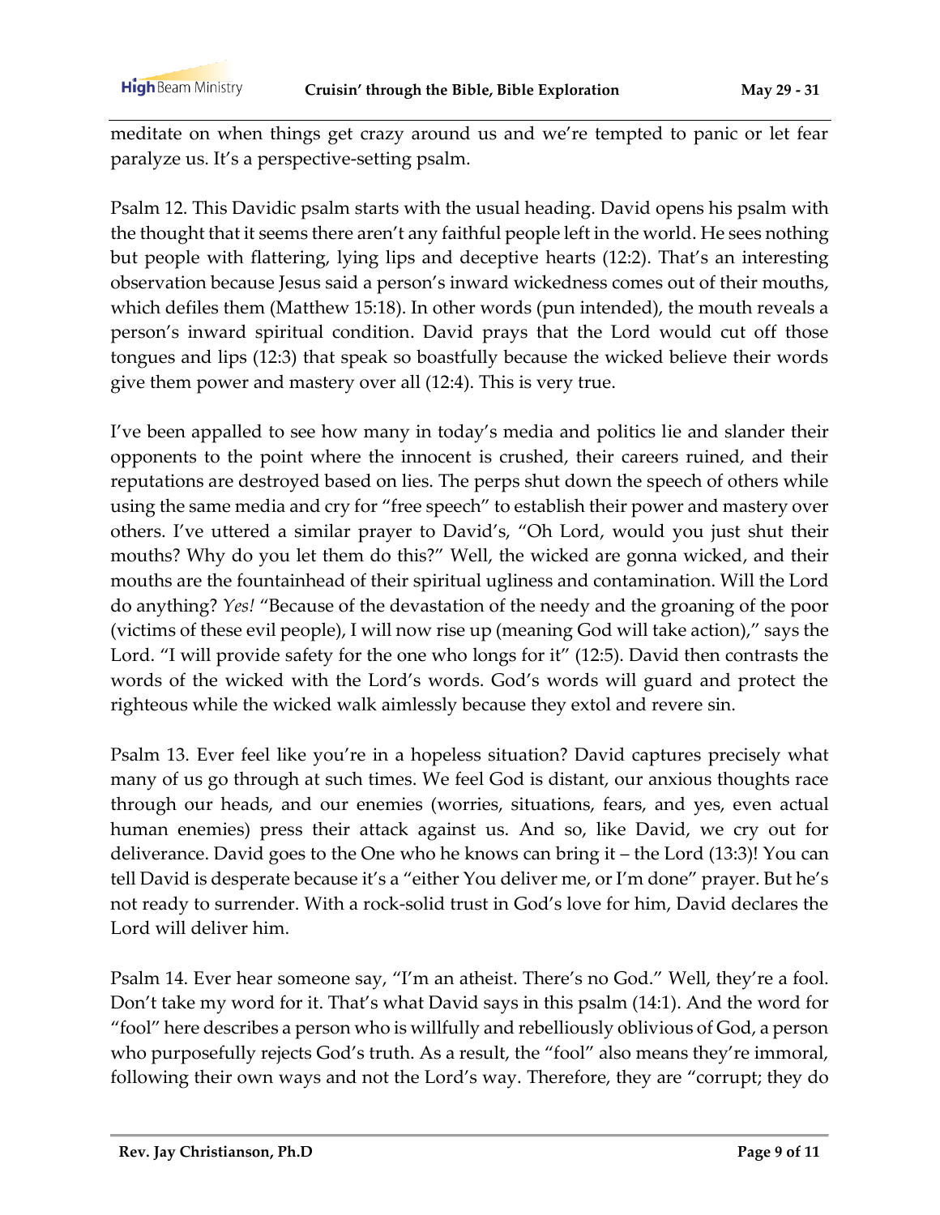meditate on when things get crazy around us and we're tempted to panic or let fear paralyze us. It's a perspective-setting psalm.

Psalm 12. This Davidic psalm starts with the usual heading. David opens his psalm with the thought that it seems there aren't any faithful people left in the world. He sees nothing but people with flattering, lying lips and deceptive hearts (12:2). That's an interesting observation because Jesus said a person's inward wickedness comes out of their mouths, which defiles them (Matthew 15:18). In other words (pun intended), the mouth reveals a person's inward spiritual condition. David prays that the Lord would cut off those tongues and lips (12:3) that speak so boastfully because the wicked believe their words give them power and mastery over all (12:4). This is very true.

I've been appalled to see how many in today's media and politics lie and slander their opponents to the point where the innocent is crushed, their careers ruined, and their reputations are destroyed based on lies. The perps shut down the speech of others while using the same media and cry for "free speech" to establish their power and mastery over others. I've uttered a similar prayer to David's, "Oh Lord, would you just shut their mouths? Why do you let them do this?" Well, the wicked are gonna wicked, and their mouths are the fountainhead of their spiritual ugliness and contamination. Will the Lord do anything? *Yes!* "Because of the devastation of the needy and the groaning of the poor (victims of these evil people), I will now rise up (meaning God will take action)," says the Lord. "I will provide safety for the one who longs for it" (12:5). David then contrasts the words of the wicked with the Lord's words. God's words will guard and protect the righteous while the wicked walk aimlessly because they extol and revere sin.

Psalm 13. Ever feel like you're in a hopeless situation? David captures precisely what many of us go through at such times. We feel God is distant, our anxious thoughts race through our heads, and our enemies (worries, situations, fears, and yes, even actual human enemies) press their attack against us. And so, like David, we cry out for deliverance. David goes to the One who he knows can bring it – the Lord (13:3)! You can tell David is desperate because it's a "either You deliver me, or I'm done" prayer. But he's not ready to surrender. With a rock-solid trust in God's love for him, David declares the Lord will deliver him.

Psalm 14. Ever hear someone say, "I'm an atheist. There's no God." Well, they're a fool. Don't take my word for it. That's what David says in this psalm (14:1). And the word for "fool" here describes a person who is willfully and rebelliously oblivious of God, a person who purposefully rejects God's truth. As a result, the "fool" also means they're immoral, following their own ways and not the Lord's way. Therefore, they are "corrupt; they do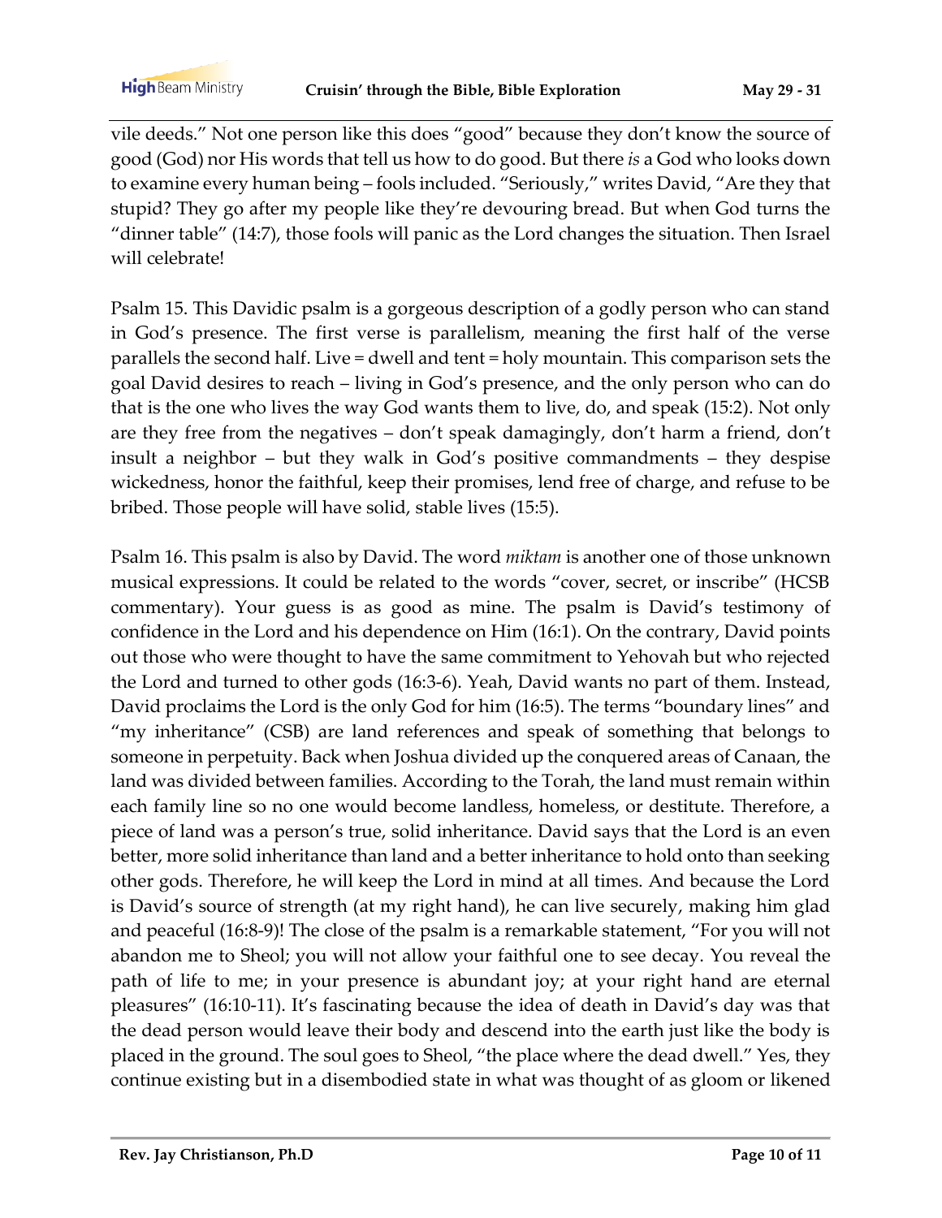vile deeds." Not one person like this does "good" because they don't know the source of good (God) nor His words that tell us how to do good. But there *is* a God who looks down to examine every human being – fools included. "Seriously," writes David, "Are they that stupid? They go after my people like they're devouring bread. But when God turns the "dinner table" (14:7), those fools will panic as the Lord changes the situation. Then Israel will celebrate!

Psalm 15. This Davidic psalm is a gorgeous description of a godly person who can stand in God's presence. The first verse is parallelism, meaning the first half of the verse parallels the second half. Live = dwell and tent = holy mountain. This comparison sets the goal David desires to reach – living in God's presence, and the only person who can do that is the one who lives the way God wants them to live, do, and speak (15:2). Not only are they free from the negatives – don't speak damagingly, don't harm a friend, don't insult a neighbor – but they walk in God's positive commandments – they despise wickedness, honor the faithful, keep their promises, lend free of charge, and refuse to be bribed. Those people will have solid, stable lives (15:5).

Psalm 16. This psalm is also by David. The word *miktam* is another one of those unknown musical expressions. It could be related to the words "cover, secret, or inscribe" (HCSB commentary). Your guess is as good as mine. The psalm is David's testimony of confidence in the Lord and his dependence on Him (16:1). On the contrary, David points out those who were thought to have the same commitment to Yehovah but who rejected the Lord and turned to other gods (16:3-6). Yeah, David wants no part of them. Instead, David proclaims the Lord is the only God for him (16:5). The terms "boundary lines" and "my inheritance" (CSB) are land references and speak of something that belongs to someone in perpetuity. Back when Joshua divided up the conquered areas of Canaan, the land was divided between families. According to the Torah, the land must remain within each family line so no one would become landless, homeless, or destitute. Therefore, a piece of land was a person's true, solid inheritance. David says that the Lord is an even better, more solid inheritance than land and a better inheritance to hold onto than seeking other gods. Therefore, he will keep the Lord in mind at all times. And because the Lord is David's source of strength (at my right hand), he can live securely, making him glad and peaceful (16:8-9)! The close of the psalm is a remarkable statement, "For you will not abandon me to Sheol; you will not allow your faithful one to see decay. You reveal the path of life to me; in your presence is abundant joy; at your right hand are eternal pleasures" (16:10-11). It's fascinating because the idea of death in David's day was that the dead person would leave their body and descend into the earth just like the body is placed in the ground. The soul goes to Sheol, "the place where the dead dwell." Yes, they continue existing but in a disembodied state in what was thought of as gloom or likened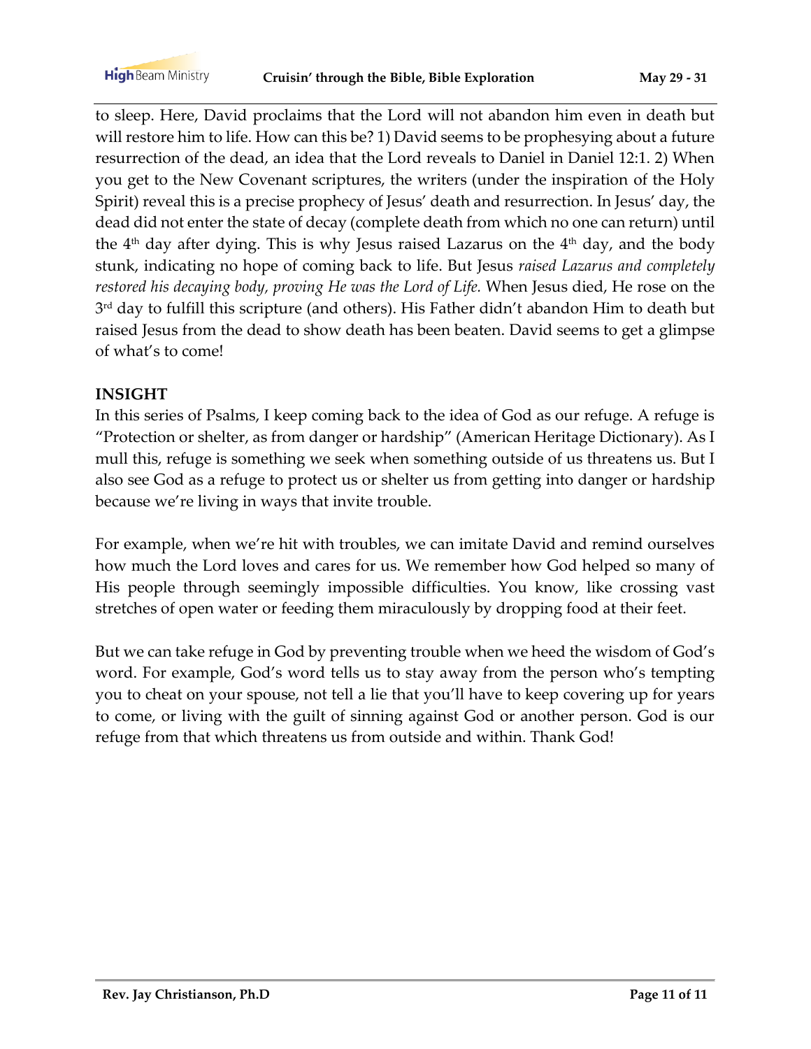to sleep. Here, David proclaims that the Lord will not abandon him even in death but will restore him to life. How can this be? 1) David seems to be prophesying about a future resurrection of the dead, an idea that the Lord reveals to Daniel in Daniel 12:1. 2) When you get to the New Covenant scriptures, the writers (under the inspiration of the Holy Spirit) reveal this is a precise prophecy of Jesus' death and resurrection. In Jesus' day, the dead did not enter the state of decay (complete death from which no one can return) until the 4th day after dying. This is why Jesus raised Lazarus on the 4th day, and the body stunk, indicating no hope of coming back to life. But Jesus *raised Lazarus and completely restored his decaying body, proving He was the Lord of Life.* When Jesus died, He rose on the 3rd day to fulfill this scripture (and others). His Father didn't abandon Him to death but raised Jesus from the dead to show death has been beaten. David seems to get a glimpse of what's to come!

## INSIGHT

In this series of Psalms, I keep coming back to the idea of God as our refuge. A refuge is "Protection or shelter, as from danger or hardship" (American Heritage Dictionary). As I mull this, refuge is something we seek when something outside of us threatens us. But I also see God as a refuge to protect us or shelter us from getting into danger or hardship because we're living in ways that invite trouble.

For example, when we're hit with troubles, we can imitate David and remind ourselves how much the Lord loves and cares for us. We remember how God helped so many of His people through seemingly impossible difficulties. You know, like crossing vast stretches of open water or feeding them miraculously by dropping food at their feet.

But we can take refuge in God by preventing trouble when we heed the wisdom of God's word. For example, God's word tells us to stay away from the person who's tempting you to cheat on your spouse, not tell a lie that you'll have to keep covering up for years to come, or living with the guilt of sinning against God or another person. God is our refuge from that which threatens us from outside and within. Thank God!